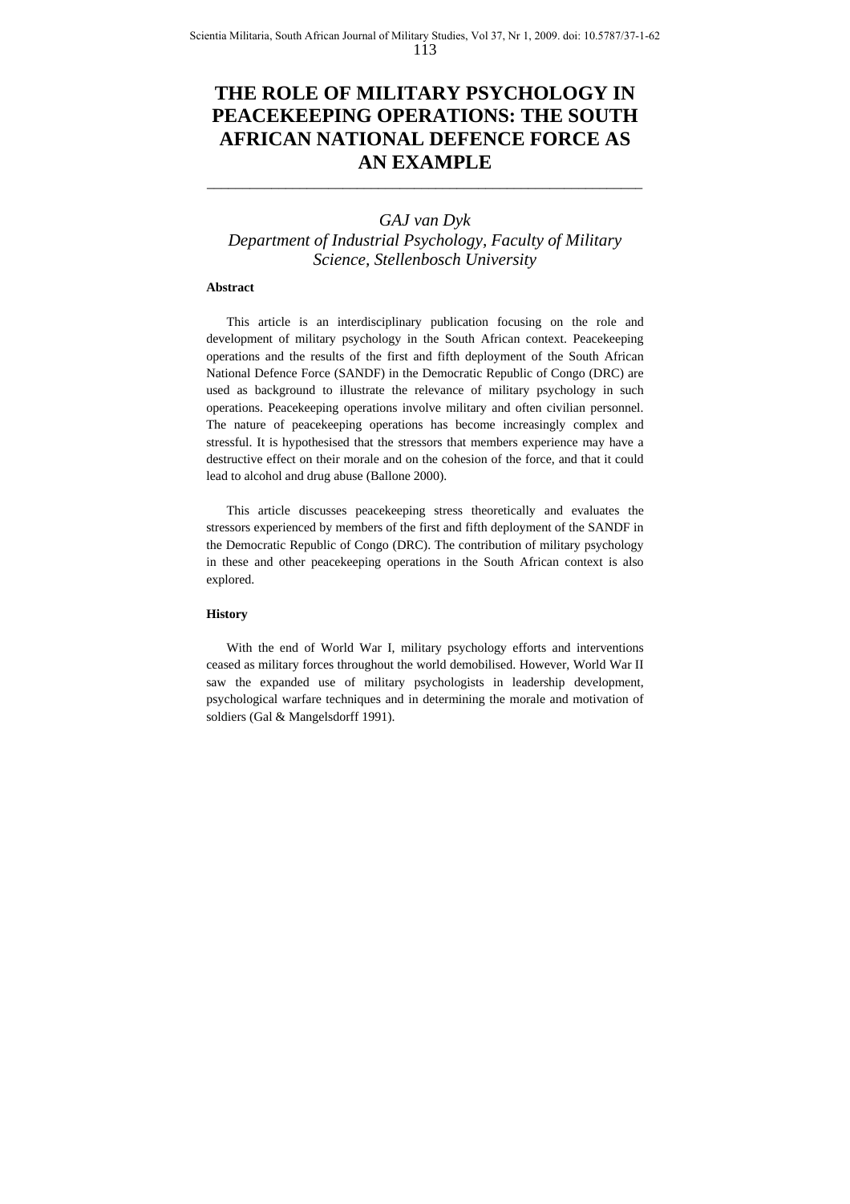# THE ROLE OF MILITARY PSYCHOLOGY IN PEACEKEEPING OPERATIONS: THE SOUTH AFRICAN NATIONAL DEFENCE FORCE AS AN EXAMPLE

*GAJ van Dyk*
*Department of Industrial Psychology, Faculty of Military Science, Stellenbosch University*

**Abstract**

This article is an interdisciplinary publication focusing on the role and development of military psychology in the South African context. Peacekeeping operations and the results of the first and fifth deployment of the South African National Defence Force (SANDF) in the Democratic Republic of Congo (DRC) are used as background to illustrate the relevance of military psychology in such operations. Peacekeeping operations involve military and often civilian personnel. The nature of peacekeeping operations has become increasingly complex and stressful. It is hypothesised that the stressors that members experience may have a destructive effect on their morale and on the cohesion of the force, and that it could lead to alcohol and drug abuse (Ballone 2000).

This article discusses peacekeeping stress theoretically and evaluates the stressors experienced by members of the first and fifth deployment of the SANDF in the Democratic Republic of Congo (DRC). The contribution of military psychology in these and other peacekeeping operations in the South African context is also explored.

**History**

With the end of World War I, military psychology efforts and interventions ceased as military forces throughout the world demobilised. However, World War II saw the expanded use of military psychologists in leadership development, psychological warfare techniques and in determining the morale and motivation of soldiers (Gal & Mangelsdorff 1991).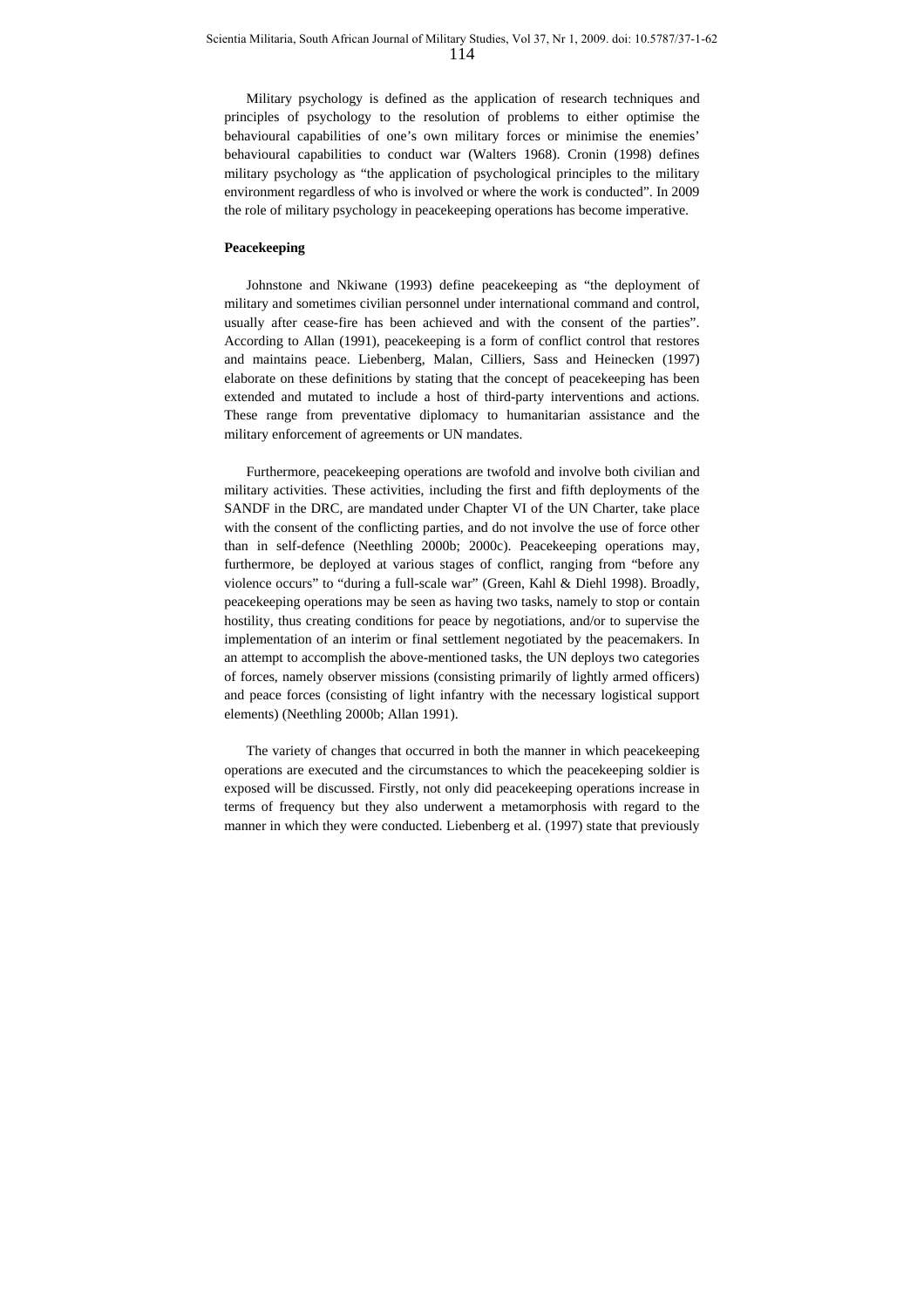Military psychology is defined as the application of research techniques and principles of psychology to the resolution of problems to either optimise the behavioural capabilities of one's own military forces or minimise the enemies' behavioural capabilities to conduct war (Walters 1968). Cronin (1998) defines military psychology as "the application of psychological principles to the military environment regardless of who is involved or where the work is conducted". In 2009 the role of military psychology in peacekeeping operations has become imperative.

**Peacekeeping**

Johnstone and Nkiwane (1993) define peacekeeping as "the deployment of military and sometimes civilian personnel under international command and control, usually after cease-fire has been achieved and with the consent of the parties". According to Allan (1991), peacekeeping is a form of conflict control that restores and maintains peace. Liebenberg, Malan, Cilliers, Sass and Heinecken (1997) elaborate on these definitions by stating that the concept of peacekeeping has been extended and mutated to include a host of third-party interventions and actions. These range from preventative diplomacy to humanitarian assistance and the military enforcement of agreements or UN mandates.

Furthermore, peacekeeping operations are twofold and involve both civilian and military activities. These activities, including the first and fifth deployments of the SANDF in the DRC, are mandated under Chapter VI of the UN Charter, take place with the consent of the conflicting parties, and do not involve the use of force other than in self-defence (Neethling 2000b; 2000c). Peacekeeping operations may, furthermore, be deployed at various stages of conflict, ranging from "before any violence occurs" to "during a full-scale war" (Green, Kahl & Diehl 1998). Broadly, peacekeeping operations may be seen as having two tasks, namely to stop or contain hostility, thus creating conditions for peace by negotiations, and/or to supervise the implementation of an interim or final settlement negotiated by the peacemakers. In an attempt to accomplish the above-mentioned tasks, the UN deploys two categories of forces, namely observer missions (consisting primarily of lightly armed officers) and peace forces (consisting of light infantry with the necessary logistical support elements) (Neethling 2000b; Allan 1991).

The variety of changes that occurred in both the manner in which peacekeeping operations are executed and the circumstances to which the peacekeeping soldier is exposed will be discussed. Firstly, not only did peacekeeping operations increase in terms of frequency but they also underwent a metamorphosis with regard to the manner in which they were conducted. Liebenberg et al. (1997) state that previously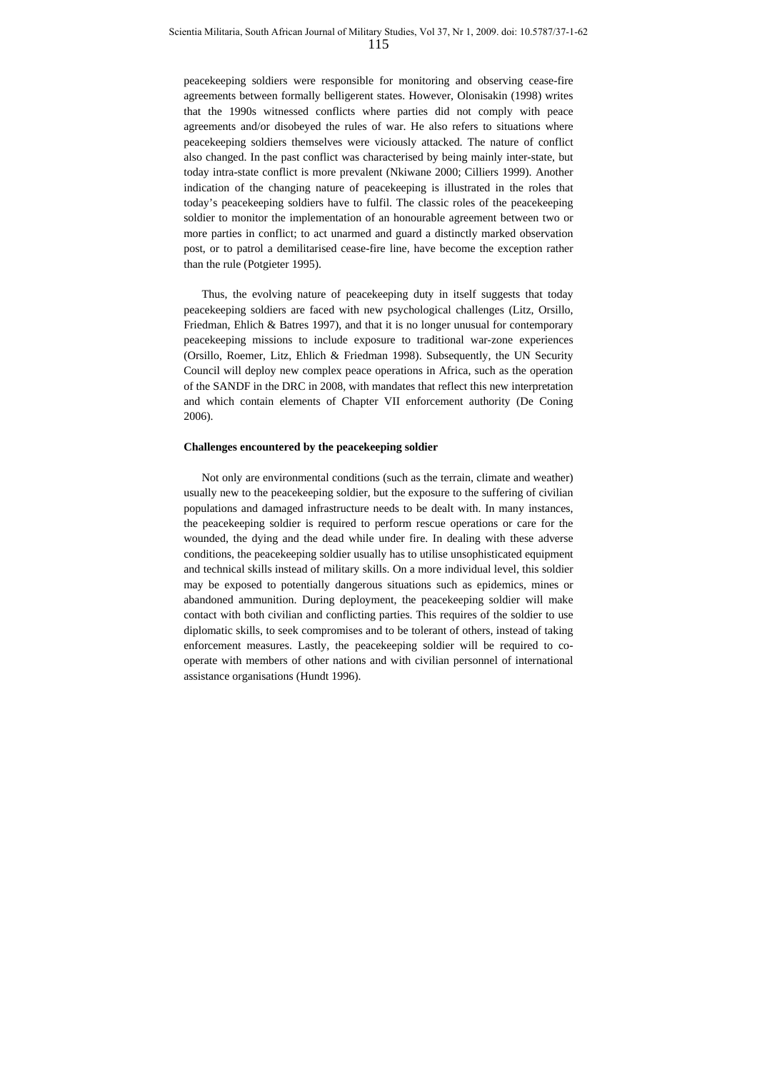peacekeeping soldiers were responsible for monitoring and observing cease-fire agreements between formally belligerent states. However, Olonisakin (1998) writes that the 1990s witnessed conflicts where parties did not comply with peace agreements and/or disobeyed the rules of war. He also refers to situations where peacekeeping soldiers themselves were viciously attacked. The nature of conflict also changed. In the past conflict was characterised by being mainly inter-state, but today intra-state conflict is more prevalent (Nkiwane 2000; Cilliers 1999). Another indication of the changing nature of peacekeeping is illustrated in the roles that today's peacekeeping soldiers have to fulfil. The classic roles of the peacekeeping soldier to monitor the implementation of an honourable agreement between two or more parties in conflict; to act unarmed and guard a distinctly marked observation post, or to patrol a demilitarised cease-fire line, have become the exception rather than the rule (Potgieter 1995).

Thus, the evolving nature of peacekeeping duty in itself suggests that today peacekeeping soldiers are faced with new psychological challenges (Litz, Orsillo, Friedman, Ehlich & Batres 1997), and that it is no longer unusual for contemporary peacekeeping missions to include exposure to traditional war-zone experiences (Orsillo, Roemer, Litz, Ehlich & Friedman 1998). Subsequently, the UN Security Council will deploy new complex peace operations in Africa, such as the operation of the SANDF in the DRC in 2008, with mandates that reflect this new interpretation and which contain elements of Chapter VII enforcement authority (De Coning 2006).

**Challenges encountered by the peacekeeping soldier**

Not only are environmental conditions (such as the terrain, climate and weather) usually new to the peacekeeping soldier, but the exposure to the suffering of civilian populations and damaged infrastructure needs to be dealt with. In many instances, the peacekeeping soldier is required to perform rescue operations or care for the wounded, the dying and the dead while under fire. In dealing with these adverse conditions, the peacekeeping soldier usually has to utilise unsophisticated equipment and technical skills instead of military skills. On a more individual level, this soldier may be exposed to potentially dangerous situations such as epidemics, mines or abandoned ammunition. During deployment, the peacekeeping soldier will make contact with both civilian and conflicting parties. This requires of the soldier to use diplomatic skills, to seek compromises and to be tolerant of others, instead of taking enforcement measures. Lastly, the peacekeeping soldier will be required to co-operate with members of other nations and with civilian personnel of international assistance organisations (Hundt 1996).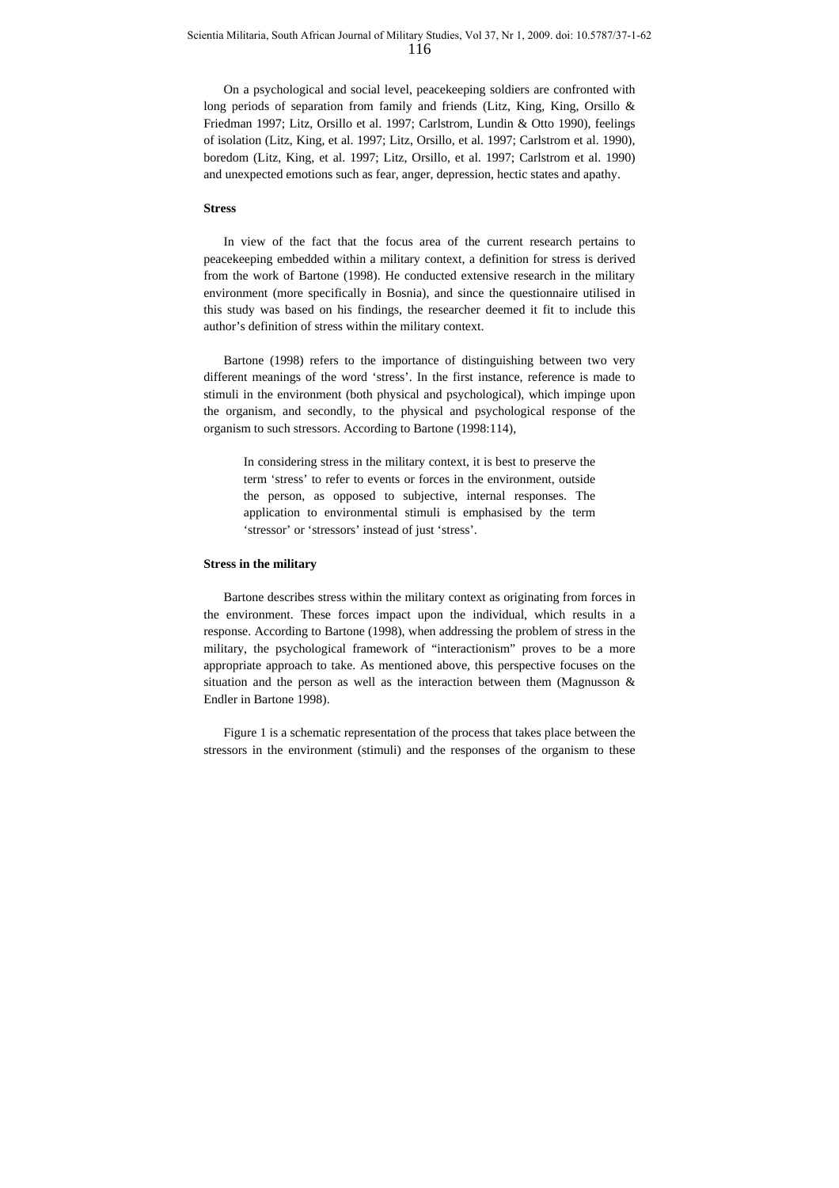On a psychological and social level, peacekeeping soldiers are confronted with long periods of separation from family and friends (Litz, King, King, Orsillo & Friedman 1997; Litz, Orsillo et al. 1997; Carlstrom, Lundin & Otto 1990), feelings of isolation (Litz, King, et al. 1997; Litz, Orsillo, et al. 1997; Carlstrom et al. 1990), boredom (Litz, King, et al. 1997; Litz, Orsillo, et al. 1997; Carlstrom et al. 1990) and unexpected emotions such as fear, anger, depression, hectic states and apathy.

**Stress**

In view of the fact that the focus area of the current research pertains to peacekeeping embedded within a military context, a definition for stress is derived from the work of Bartone (1998). He conducted extensive research in the military environment (more specifically in Bosnia), and since the questionnaire utilised in this study was based on his findings, the researcher deemed it fit to include this author's definition of stress within the military context.

Bartone (1998) refers to the importance of distinguishing between two very different meanings of the word 'stress'. In the first instance, reference is made to stimuli in the environment (both physical and psychological), which impinge upon the organism, and secondly, to the physical and psychological response of the organism to such stressors. According to Bartone (1998:114),

> In considering stress in the military context, it is best to preserve the term 'stress' to refer to events or forces in the environment, outside the person, as opposed to subjective, internal responses. The application to environmental stimuli is emphasised by the term 'stressor' or 'stressors' instead of just 'stress'.

**Stress in the military**

Bartone describes stress within the military context as originating from forces in the environment. These forces impact upon the individual, which results in a response. According to Bartone (1998), when addressing the problem of stress in the military, the psychological framework of "interactionism" proves to be a more appropriate approach to take. As mentioned above, this perspective focuses on the situation and the person as well as the interaction between them (Magnusson & Endler in Bartone 1998).

Figure 1 is a schematic representation of the process that takes place between the stressors in the environment (stimuli) and the responses of the organism to these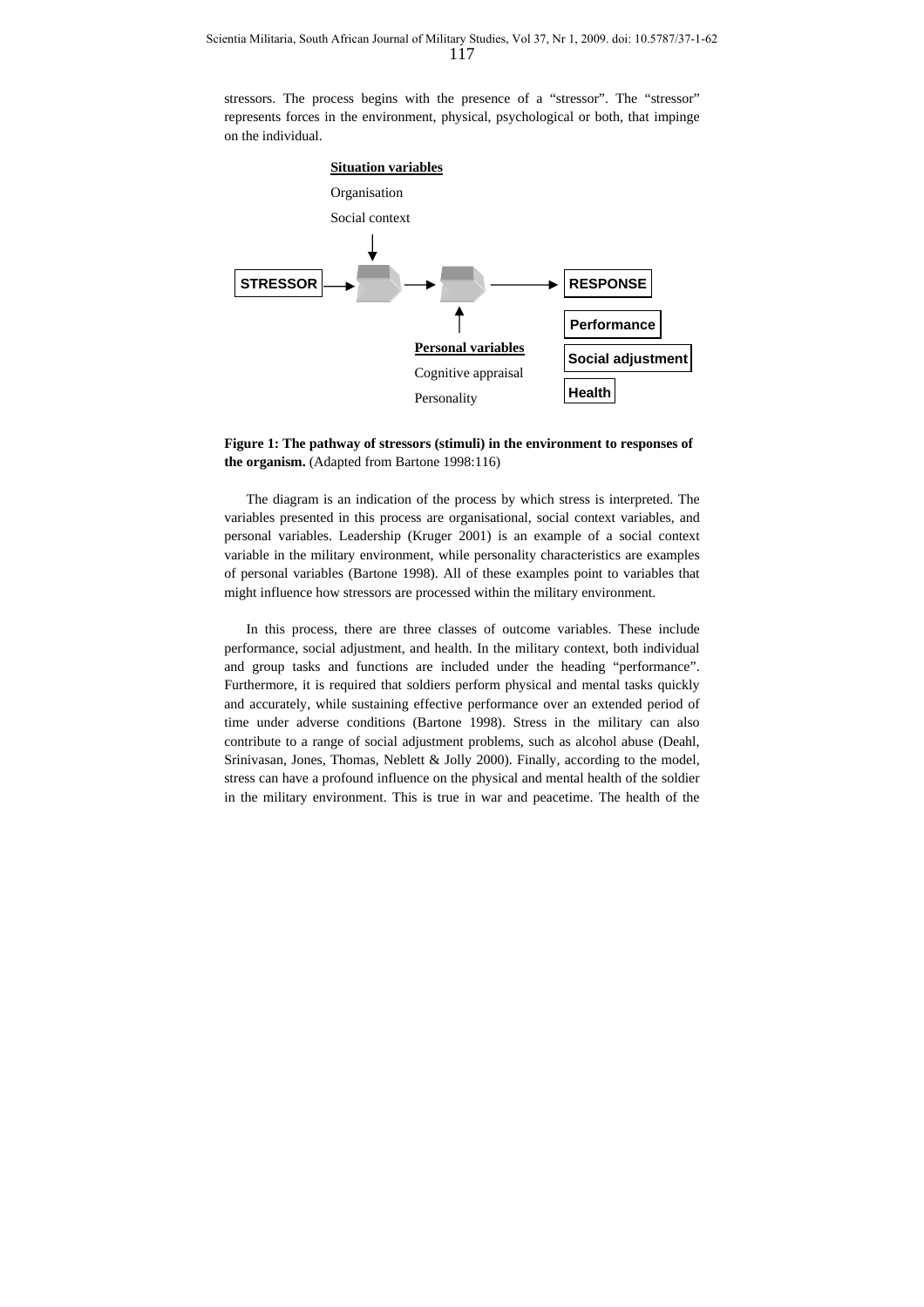stressors. The process begins with the presence of a "stressor". The "stressor" represents forces in the environment, physical, psychological or both, that impinge on the individual.

**Situation variables**

Organisation

Social context

STRESSOR → → → RESPONSE

Performance

Social adjustment

Health

**Personal variables**

Cognitive appraisal

Personality

**Figure 1: The pathway of stressors (stimuli) in the environment to responses of the organism.** (Adapted from Bartone 1998:116)

The diagram is an indication of the process by which stress is interpreted. The variables presented in this process are organisational, social context variables, and personal variables. Leadership (Kruger 2001) is an example of a social context variable in the military environment, while personality characteristics are examples of personal variables (Bartone 1998). All of these examples point to variables that might influence how stressors are processed within the military environment.

In this process, there are three classes of outcome variables. These include performance, social adjustment, and health. In the military context, both individual and group tasks and functions are included under the heading "performance". Furthermore, it is required that soldiers perform physical and mental tasks quickly and accurately, while sustaining effective performance over an extended period of time under adverse conditions (Bartone 1998). Stress in the military can also contribute to a range of social adjustment problems, such as alcohol abuse (Deahl, Srinivasan, Jones, Thomas, Neblett & Jolly 2000). Finally, according to the model, stress can have a profound influence on the physical and mental health of the soldier in the military environment. This is true in war and peacetime. The health of the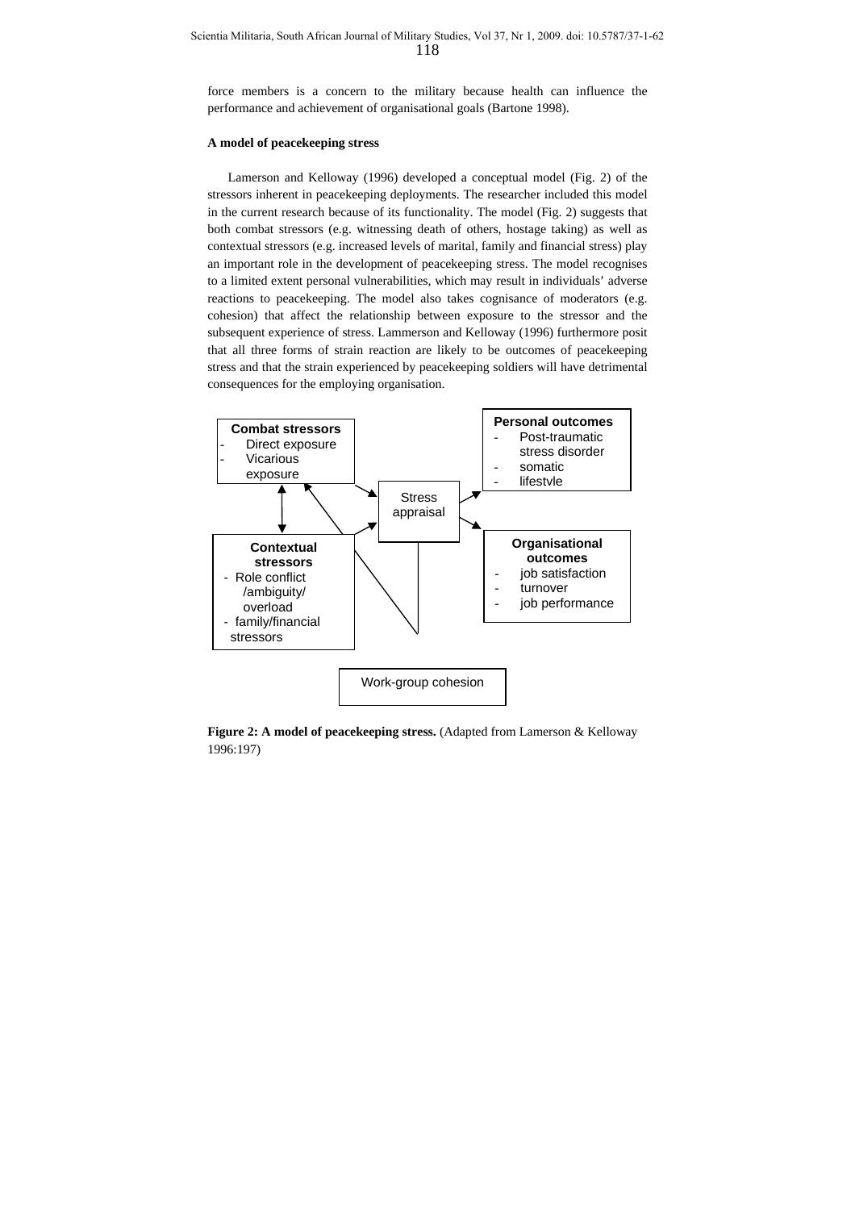force members is a concern to the military because health can influence the performance and achievement of organisational goals (Bartone 1998).

**A model of peacekeeping stress**

Lamerson and Kelloway (1996) developed a conceptual model (Fig. 2) of the stressors inherent in peacekeeping deployments. The researcher included this model in the current research because of its functionality. The model (Fig. 2) suggests that both combat stressors (e.g. witnessing death of others, hostage taking) as well as contextual stressors (e.g. increased levels of marital, family and financial stress) play an important role in the development of peacekeeping stress. The model recognises to a limited extent personal vulnerabilities, which may result in individuals' adverse reactions to peacekeeping. The model also takes cognisance of moderators (e.g. cohesion) that affect the relationship between exposure to the stressor and the subsequent experience of stress. Lammerson and Kelloway (1996) furthermore posit that all three forms of strain reaction are likely to be outcomes of peacekeeping stress and that the strain experienced by peacekeeping soldiers will have detrimental consequences for the employing organisation.

**Combat stressors**
- Direct exposure
- Vicarious exposure

**Contextual stressors**
- Role conflict /ambiguity/ overload
- family/financial stressors

Stress appraisal

**Personal outcomes**
- Post-traumatic stress disorder
- somatic
- lifestyle

**Organisational outcomes**
- job satisfaction
- turnover
- job performance

Work-group cohesion

**Figure 2: A model of peacekeeping stress.** (Adapted from Lamerson & Kelloway 1996:197)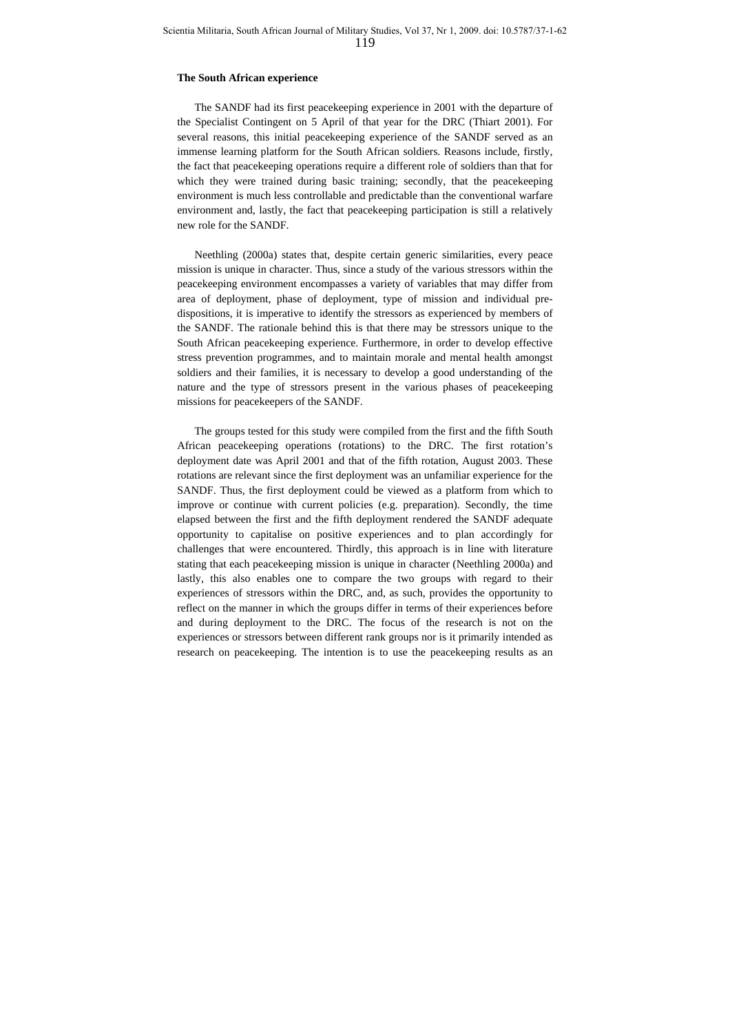**The South African experience**

The SANDF had its first peacekeeping experience in 2001 with the departure of the Specialist Contingent on 5 April of that year for the DRC (Thiart 2001). For several reasons, this initial peacekeeping experience of the SANDF served as an immense learning platform for the South African soldiers. Reasons include, firstly, the fact that peacekeeping operations require a different role of soldiers than that for which they were trained during basic training; secondly, that the peacekeeping environment is much less controllable and predictable than the conventional warfare environment and, lastly, the fact that peacekeeping participation is still a relatively new role for the SANDF.

Neethling (2000a) states that, despite certain generic similarities, every peace mission is unique in character. Thus, since a study of the various stressors within the peacekeeping environment encompasses a variety of variables that may differ from area of deployment, phase of deployment, type of mission and individual pre-dispositions, it is imperative to identify the stressors as experienced by members of the SANDF. The rationale behind this is that there may be stressors unique to the South African peacekeeping experience. Furthermore, in order to develop effective stress prevention programmes, and to maintain morale and mental health amongst soldiers and their families, it is necessary to develop a good understanding of the nature and the type of stressors present in the various phases of peacekeeping missions for peacekeepers of the SANDF.

The groups tested for this study were compiled from the first and the fifth South African peacekeeping operations (rotations) to the DRC. The first rotation's deployment date was April 2001 and that of the fifth rotation, August 2003. These rotations are relevant since the first deployment was an unfamiliar experience for the SANDF. Thus, the first deployment could be viewed as a platform from which to improve or continue with current policies (e.g. preparation). Secondly, the time elapsed between the first and the fifth deployment rendered the SANDF adequate opportunity to capitalise on positive experiences and to plan accordingly for challenges that were encountered. Thirdly, this approach is in line with literature stating that each peacekeeping mission is unique in character (Neethling 2000a) and lastly, this also enables one to compare the two groups with regard to their experiences of stressors within the DRC, and, as such, provides the opportunity to reflect on the manner in which the groups differ in terms of their experiences before and during deployment to the DRC. The focus of the research is not on the experiences or stressors between different rank groups nor is it primarily intended as research on peacekeeping. The intention is to use the peacekeeping results as an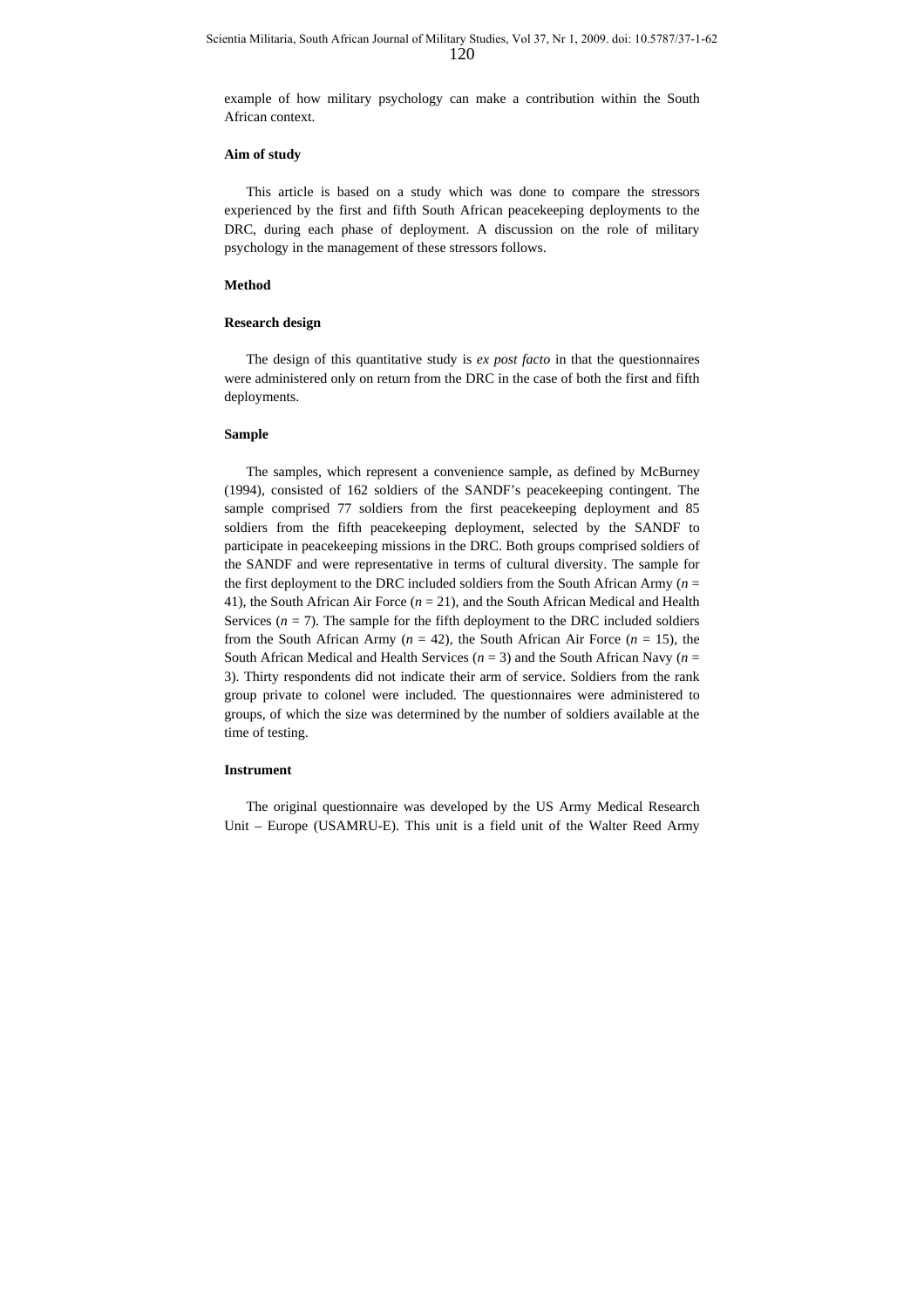example of how military psychology can make a contribution within the South African context.

**Aim of study**

This article is based on a study which was done to compare the stressors experienced by the first and fifth South African peacekeeping deployments to the DRC, during each phase of deployment. A discussion on the role of military psychology in the management of these stressors follows.

**Method**

**Research design**

The design of this quantitative study is *ex post facto* in that the questionnaires were administered only on return from the DRC in the case of both the first and fifth deployments.

**Sample**

The samples, which represent a convenience sample, as defined by McBurney (1994), consisted of 162 soldiers of the SANDF's peacekeeping contingent. The sample comprised 77 soldiers from the first peacekeeping deployment and 85 soldiers from the fifth peacekeeping deployment, selected by the SANDF to participate in peacekeeping missions in the DRC. Both groups comprised soldiers of the SANDF and were representative in terms of cultural diversity. The sample for the first deployment to the DRC included soldiers from the South African Army ($n$ = 41), the South African Air Force ($n$ = 21), and the South African Medical and Health Services ($n$ = 7). The sample for the fifth deployment to the DRC included soldiers from the South African Army ($n$ = 42), the South African Air Force ($n$ = 15), the South African Medical and Health Services ($n$ = 3) and the South African Navy ($n$ = 3). Thirty respondents did not indicate their arm of service. Soldiers from the rank group private to colonel were included. The questionnaires were administered to groups, of which the size was determined by the number of soldiers available at the time of testing.

**Instrument**

The original questionnaire was developed by the US Army Medical Research Unit – Europe (USAMRU-E). This unit is a field unit of the Walter Reed Army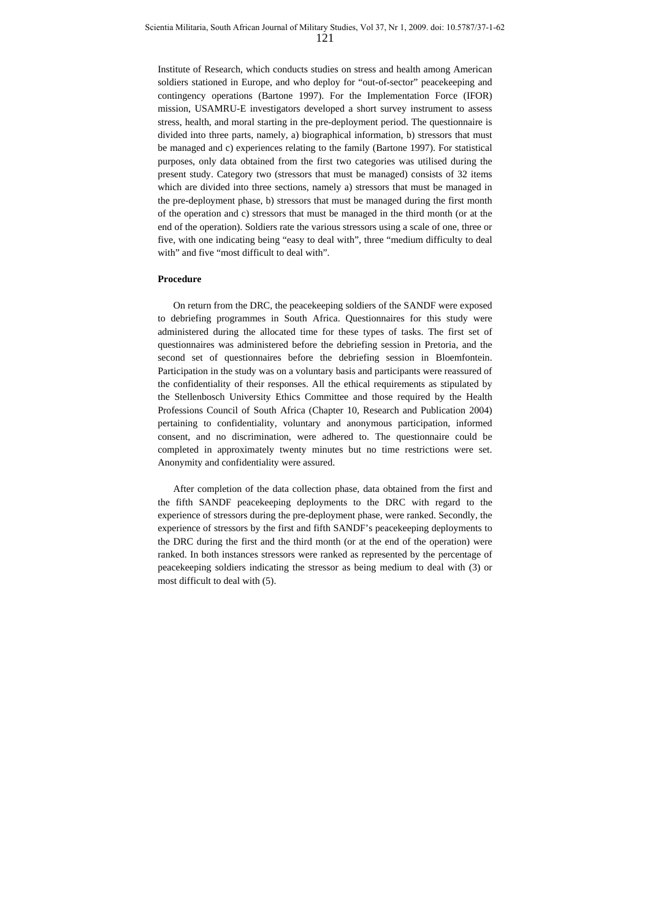Institute of Research, which conducts studies on stress and health among American soldiers stationed in Europe, and who deploy for "out-of-sector" peacekeeping and contingency operations (Bartone 1997). For the Implementation Force (IFOR) mission, USAMRU-E investigators developed a short survey instrument to assess stress, health, and moral starting in the pre-deployment period. The questionnaire is divided into three parts, namely, a) biographical information, b) stressors that must be managed and c) experiences relating to the family (Bartone 1997). For statistical purposes, only data obtained from the first two categories was utilised during the present study. Category two (stressors that must be managed) consists of 32 items which are divided into three sections, namely a) stressors that must be managed in the pre-deployment phase, b) stressors that must be managed during the first month of the operation and c) stressors that must be managed in the third month (or at the end of the operation). Soldiers rate the various stressors using a scale of one, three or five, with one indicating being "easy to deal with", three "medium difficulty to deal with" and five "most difficult to deal with".

**Procedure**

On return from the DRC, the peacekeeping soldiers of the SANDF were exposed to debriefing programmes in South Africa. Questionnaires for this study were administered during the allocated time for these types of tasks. The first set of questionnaires was administered before the debriefing session in Pretoria, and the second set of questionnaires before the debriefing session in Bloemfontein. Participation in the study was on a voluntary basis and participants were reassured of the confidentiality of their responses. All the ethical requirements as stipulated by the Stellenbosch University Ethics Committee and those required by the Health Professions Council of South Africa (Chapter 10, Research and Publication 2004) pertaining to confidentiality, voluntary and anonymous participation, informed consent, and no discrimination, were adhered to. The questionnaire could be completed in approximately twenty minutes but no time restrictions were set. Anonymity and confidentiality were assured.

After completion of the data collection phase, data obtained from the first and the fifth SANDF peacekeeping deployments to the DRC with regard to the experience of stressors during the pre-deployment phase, were ranked. Secondly, the experience of stressors by the first and fifth SANDF's peacekeeping deployments to the DRC during the first and the third month (or at the end of the operation) were ranked. In both instances stressors were ranked as represented by the percentage of peacekeeping soldiers indicating the stressor as being medium to deal with (3) or most difficult to deal with (5).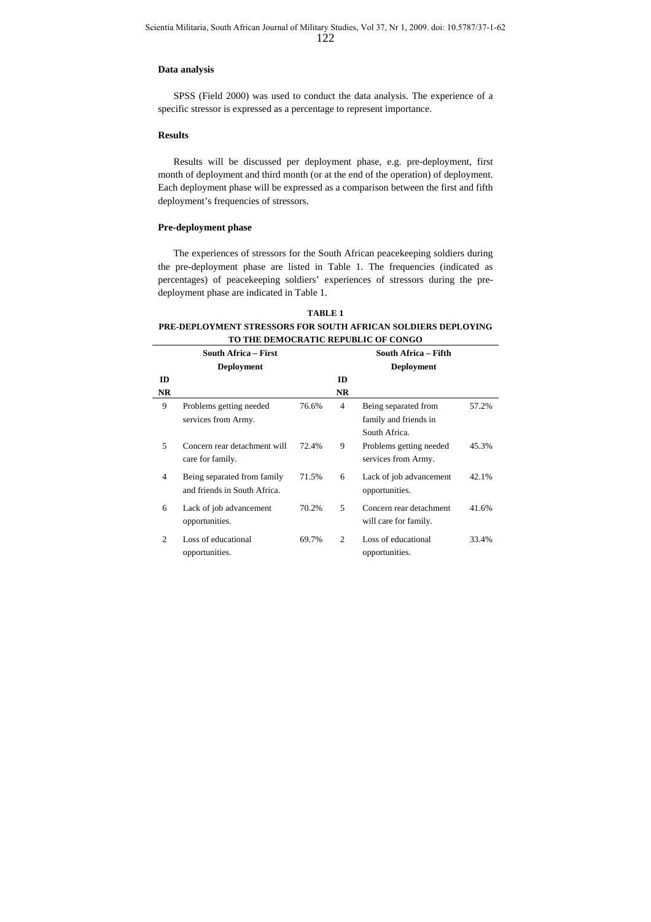### Data analysis

SPSS (Field 2000) was used to conduct the data analysis. The experience of a specific stressor is expressed as a percentage to represent importance.

### Results

Results will be discussed per deployment phase, e.g. pre-deployment, first month of deployment and third month (or at the end of the operation) of deployment. Each deployment phase will be expressed as a comparison between the first and fifth deployment's frequencies of stressors.

### Pre-deployment phase

The experiences of stressors for the South African peacekeeping soldiers during the pre-deployment phase are listed in Table 1. The frequencies (indicated as percentages) of peacekeeping soldiers' experiences of stressors during the pre-deployment phase are indicated in Table 1.

**TABLE 1**
**PRE-DEPLOYMENT STRESSORS FOR SOUTH AFRICAN SOLDIERS DEPLOYING TO THE DEMOCRATIC REPUBLIC OF CONGO**

| | **South Africa – First Deployment** | | | **South Africa – Fifth Deployment** | |
|---|---|---|---|---|---|
| **ID NR** | | | **ID NR** | | |
| 9 | Problems getting needed services from Army. | 76.6% | 4 | Being separated from family and friends in South Africa. | 57.2% |
| 5 | Concern rear detachment will care for family. | 72.4% | 9 | Problems getting needed services from Army. | 45.3% |
| 4 | Being separated from family and friends in South Africa. | 71.5% | 6 | Lack of job advancement opportunities. | 42.1% |
| 6 | Lack of job advancement opportunities. | 70.2% | 5 | Concern rear detachment will care for family. | 41.6% |
| 2 | Loss of educational opportunities. | 69.7% | 2 | Loss of educational opportunities. | 33.4% |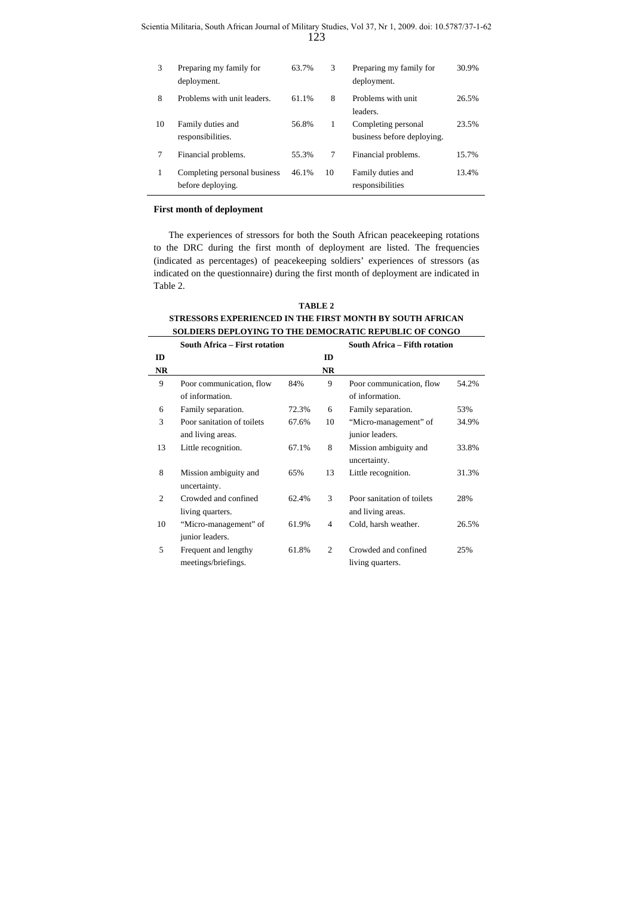| 3 | Preparing my family for deployment. | 63.7% | 3 | Preparing my family for deployment. | 30.9% |
|---|---|---|---|---|---|
| 8 | Problems with unit leaders. | 61.1% | 8 | Problems with unit leaders. | 26.5% |
| 10 | Family duties and responsibilities. | 56.8% | 1 | Completing personal business before deploying. | 23.5% |
| 7 | Financial problems. | 55.3% | 7 | Financial problems. | 15.7% |
| 1 | Completing personal business before deploying. | 46.1% | 10 | Family duties and responsibilities | 13.4% |

**First month of deployment**

The experiences of stressors for both the South African peacekeeping rotations to the DRC during the first month of deployment are listed. The frequencies (indicated as percentages) of peacekeeping soldiers' experiences of stressors (as indicated on the questionnaire) during the first month of deployment are indicated in Table 2.

**TABLE 2**
**STRESSORS EXPERIENCED IN THE FIRST MONTH BY SOUTH AFRICAN SOLDIERS DEPLOYING TO THE DEMOCRATIC REPUBLIC OF CONGO**

| ID NR | South Africa – First rotation | | ID NR | South Africa – Fifth rotation | |
|---|---|---|---|---|---|
| 9 | Poor communication, flow of information. | 84% | 9 | Poor communication, flow of information. | 54.2% |
| 6 | Family separation. | 72.3% | 6 | Family separation. | 53% |
| 3 | Poor sanitation of toilets and living areas. | 67.6% | 10 | "Micro-management" of junior leaders. | 34.9% |
| 13 | Little recognition. | 67.1% | 8 | Mission ambiguity and uncertainty. | 33.8% |
| 8 | Mission ambiguity and uncertainty. | 65% | 13 | Little recognition. | 31.3% |
| 2 | Crowded and confined living quarters. | 62.4% | 3 | Poor sanitation of toilets and living areas. | 28% |
| 10 | "Micro-management" of junior leaders. | 61.9% | 4 | Cold, harsh weather. | 26.5% |
| 5 | Frequent and lengthy meetings/briefings. | 61.8% | 2 | Crowded and confined living quarters. | 25% |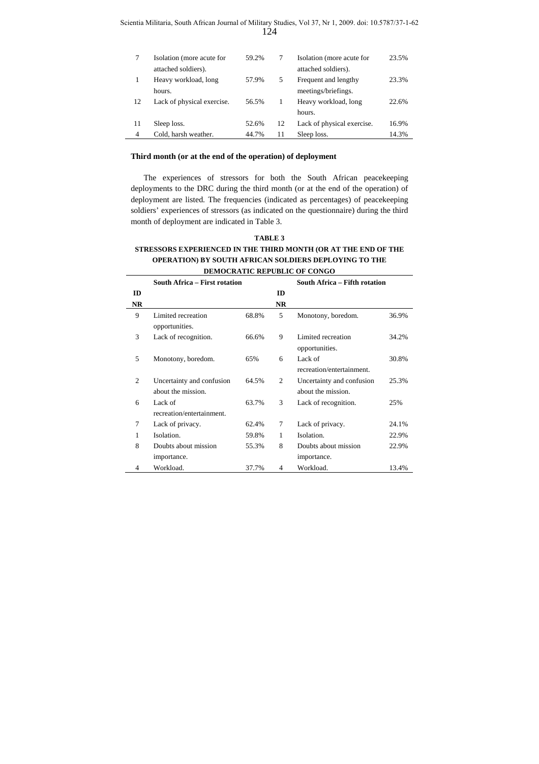| | | | | | |
|---|---|---|---|---|---|
| 7 | Isolation (more acute for attached soldiers). | 59.2% | 7 | Isolation (more acute for attached soldiers). | 23.5% |
| 1 | Heavy workload, long hours. | 57.9% | 5 | Frequent and lengthy meetings/briefings. | 23.3% |
| 12 | Lack of physical exercise. | 56.5% | 1 | Heavy workload, long hours. | 22.6% |
| 11 | Sleep loss. | 52.6% | 12 | Lack of physical exercise. | 16.9% |
| 4 | Cold, harsh weather. | 44.7% | 11 | Sleep loss. | 14.3% |

**Third month (or at the end of the operation) of deployment**

The experiences of stressors for both the South African peacekeeping deployments to the DRC during the third month (or at the end of the operation) of deployment are listed. The frequencies (indicated as percentages) of peacekeeping soldiers' experiences of stressors (as indicated on the questionnaire) during the third month of deployment are indicated in Table 3.

**TABLE 3**
**STRESSORS EXPERIENCED IN THE THIRD MONTH (OR AT THE END OF THE OPERATION) BY SOUTH AFRICAN SOLDIERS DEPLOYING TO THE DEMOCRATIC REPUBLIC OF CONGO**

| ID NR | South Africa – First rotation | | ID NR | South Africa – Fifth rotation | |
|---|---|---|---|---|---|
| 9 | Limited recreation opportunities. | 68.8% | 5 | Monotony, boredom. | 36.9% |
| 3 | Lack of recognition. | 66.6% | 9 | Limited recreation opportunities. | 34.2% |
| 5 | Monotony, boredom. | 65% | 6 | Lack of recreation/entertainment. | 30.8% |
| 2 | Uncertainty and confusion about the mission. | 64.5% | 2 | Uncertainty and confusion about the mission. | 25.3% |
| 6 | Lack of recreation/entertainment. | 63.7% | 3 | Lack of recognition. | 25% |
| 7 | Lack of privacy. | 62.4% | 7 | Lack of privacy. | 24.1% |
| 1 | Isolation. | 59.8% | 1 | Isolation. | 22.9% |
| 8 | Doubts about mission importance. | 55.3% | 8 | Doubts about mission importance. | 22.9% |
| 4 | Workload. | 37.7% | 4 | Workload. | 13.4% |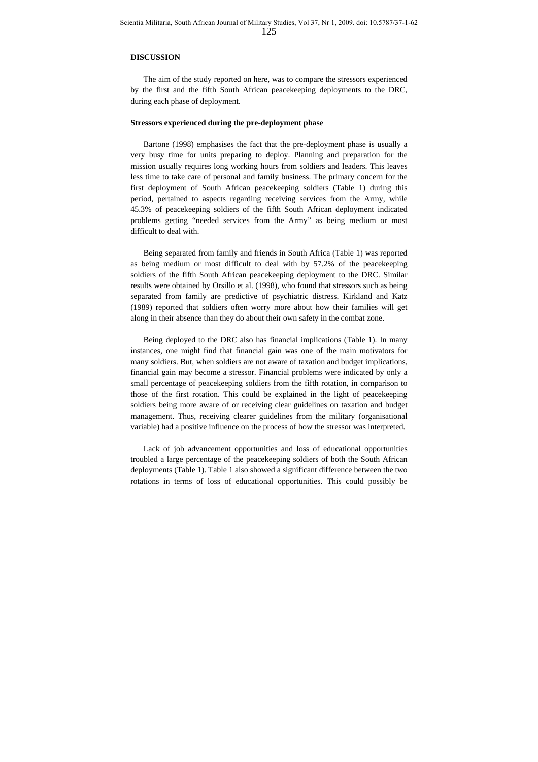## DISCUSSION

The aim of the study reported on here, was to compare the stressors experienced by the first and the fifth South African peacekeeping deployments to the DRC, during each phase of deployment.

### Stressors experienced during the pre-deployment phase

Bartone (1998) emphasises the fact that the pre-deployment phase is usually a very busy time for units preparing to deploy. Planning and preparation for the mission usually requires long working hours from soldiers and leaders. This leaves less time to take care of personal and family business. The primary concern for the first deployment of South African peacekeeping soldiers (Table 1) during this period, pertained to aspects regarding receiving services from the Army, while 45.3% of peacekeeping soldiers of the fifth South African deployment indicated problems getting "needed services from the Army" as being medium or most difficult to deal with.

Being separated from family and friends in South Africa (Table 1) was reported as being medium or most difficult to deal with by 57.2% of the peacekeeping soldiers of the fifth South African peacekeeping deployment to the DRC. Similar results were obtained by Orsillo et al. (1998), who found that stressors such as being separated from family are predictive of psychiatric distress. Kirkland and Katz (1989) reported that soldiers often worry more about how their families will get along in their absence than they do about their own safety in the combat zone.

Being deployed to the DRC also has financial implications (Table 1). In many instances, one might find that financial gain was one of the main motivators for many soldiers. But, when soldiers are not aware of taxation and budget implications, financial gain may become a stressor. Financial problems were indicated by only a small percentage of peacekeeping soldiers from the fifth rotation, in comparison to those of the first rotation. This could be explained in the light of peacekeeping soldiers being more aware of or receiving clear guidelines on taxation and budget management. Thus, receiving clearer guidelines from the military (organisational variable) had a positive influence on the process of how the stressor was interpreted.

Lack of job advancement opportunities and loss of educational opportunities troubled a large percentage of the peacekeeping soldiers of both the South African deployments (Table 1). Table 1 also showed a significant difference between the two rotations in terms of loss of educational opportunities. This could possibly be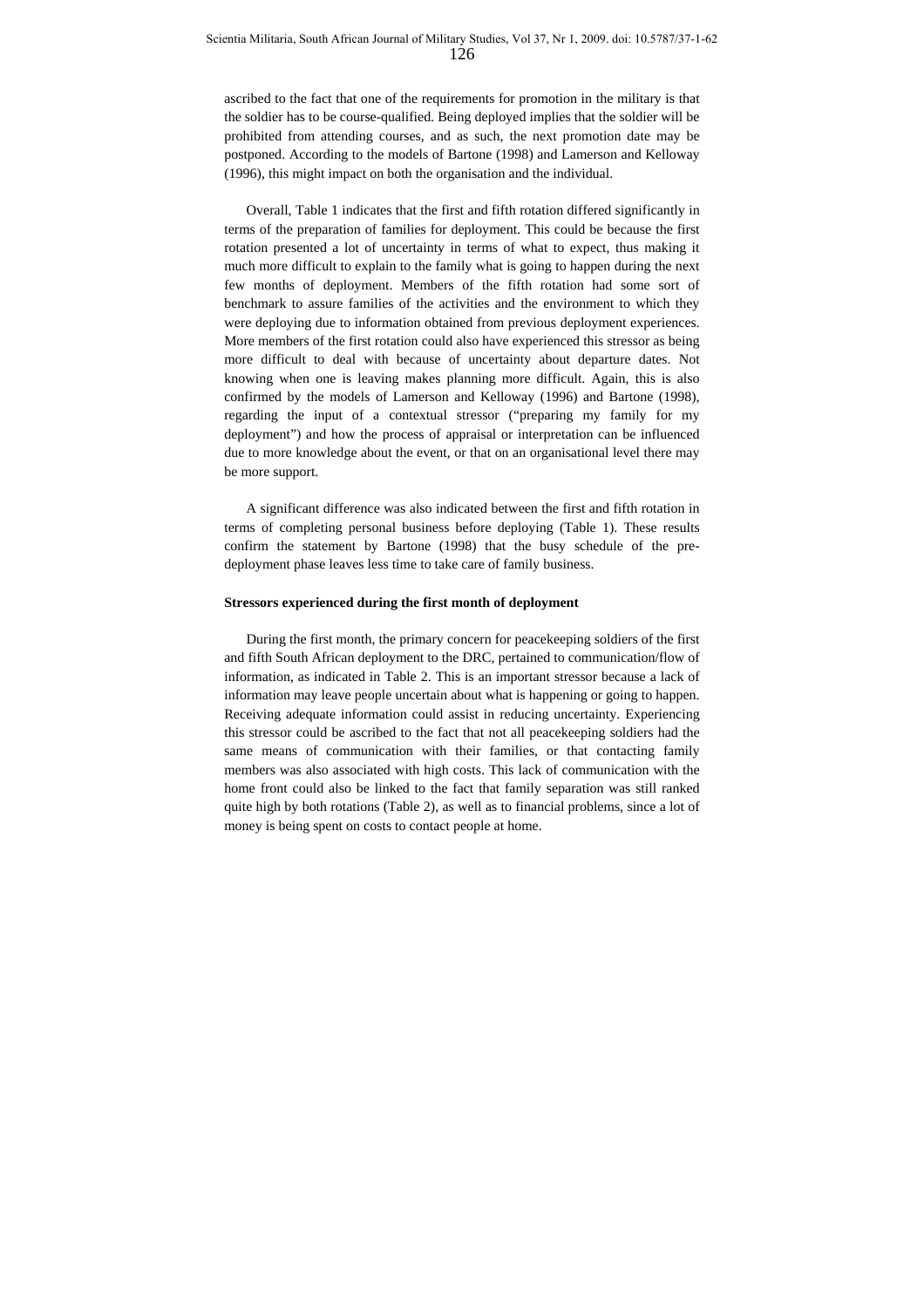ascribed to the fact that one of the requirements for promotion in the military is that the soldier has to be course-qualified. Being deployed implies that the soldier will be prohibited from attending courses, and as such, the next promotion date may be postponed. According to the models of Bartone (1998) and Lamerson and Kelloway (1996), this might impact on both the organisation and the individual.

Overall, Table 1 indicates that the first and fifth rotation differed significantly in terms of the preparation of families for deployment. This could be because the first rotation presented a lot of uncertainty in terms of what to expect, thus making it much more difficult to explain to the family what is going to happen during the next few months of deployment. Members of the fifth rotation had some sort of benchmark to assure families of the activities and the environment to which they were deploying due to information obtained from previous deployment experiences. More members of the first rotation could also have experienced this stressor as being more difficult to deal with because of uncertainty about departure dates. Not knowing when one is leaving makes planning more difficult. Again, this is also confirmed by the models of Lamerson and Kelloway (1996) and Bartone (1998), regarding the input of a contextual stressor ("preparing my family for my deployment") and how the process of appraisal or interpretation can be influenced due to more knowledge about the event, or that on an organisational level there may be more support.

A significant difference was also indicated between the first and fifth rotation in terms of completing personal business before deploying (Table 1). These results confirm the statement by Bartone (1998) that the busy schedule of the pre-deployment phase leaves less time to take care of family business.

**Stressors experienced during the first month of deployment**

During the first month, the primary concern for peacekeeping soldiers of the first and fifth South African deployment to the DRC, pertained to communication/flow of information, as indicated in Table 2. This is an important stressor because a lack of information may leave people uncertain about what is happening or going to happen. Receiving adequate information could assist in reducing uncertainty. Experiencing this stressor could be ascribed to the fact that not all peacekeeping soldiers had the same means of communication with their families, or that contacting family members was also associated with high costs. This lack of communication with the home front could also be linked to the fact that family separation was still ranked quite high by both rotations (Table 2), as well as to financial problems, since a lot of money is being spent on costs to contact people at home.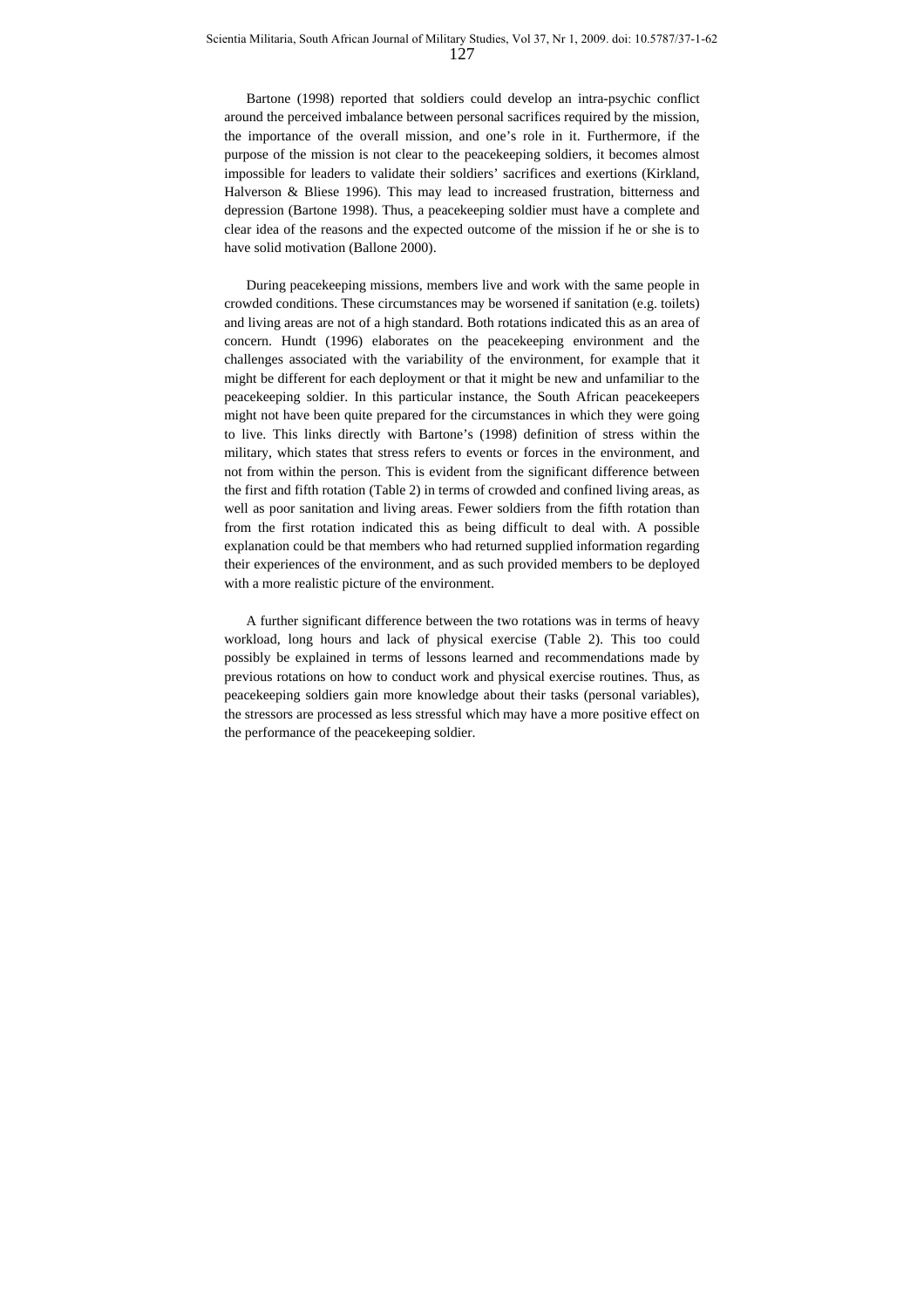Bartone (1998) reported that soldiers could develop an intra-psychic conflict around the perceived imbalance between personal sacrifices required by the mission, the importance of the overall mission, and one's role in it. Furthermore, if the purpose of the mission is not clear to the peacekeeping soldiers, it becomes almost impossible for leaders to validate their soldiers' sacrifices and exertions (Kirkland, Halverson & Bliese 1996). This may lead to increased frustration, bitterness and depression (Bartone 1998). Thus, a peacekeeping soldier must have a complete and clear idea of the reasons and the expected outcome of the mission if he or she is to have solid motivation (Ballone 2000).

During peacekeeping missions, members live and work with the same people in crowded conditions. These circumstances may be worsened if sanitation (e.g. toilets) and living areas are not of a high standard. Both rotations indicated this as an area of concern. Hundt (1996) elaborates on the peacekeeping environment and the challenges associated with the variability of the environment, for example that it might be different for each deployment or that it might be new and unfamiliar to the peacekeeping soldier. In this particular instance, the South African peacekeepers might not have been quite prepared for the circumstances in which they were going to live. This links directly with Bartone's (1998) definition of stress within the military, which states that stress refers to events or forces in the environment, and not from within the person. This is evident from the significant difference between the first and fifth rotation (Table 2) in terms of crowded and confined living areas, as well as poor sanitation and living areas. Fewer soldiers from the fifth rotation than from the first rotation indicated this as being difficult to deal with. A possible explanation could be that members who had returned supplied information regarding their experiences of the environment, and as such provided members to be deployed with a more realistic picture of the environment.

A further significant difference between the two rotations was in terms of heavy workload, long hours and lack of physical exercise (Table 2). This too could possibly be explained in terms of lessons learned and recommendations made by previous rotations on how to conduct work and physical exercise routines. Thus, as peacekeeping soldiers gain more knowledge about their tasks (personal variables), the stressors are processed as less stressful which may have a more positive effect on the performance of the peacekeeping soldier.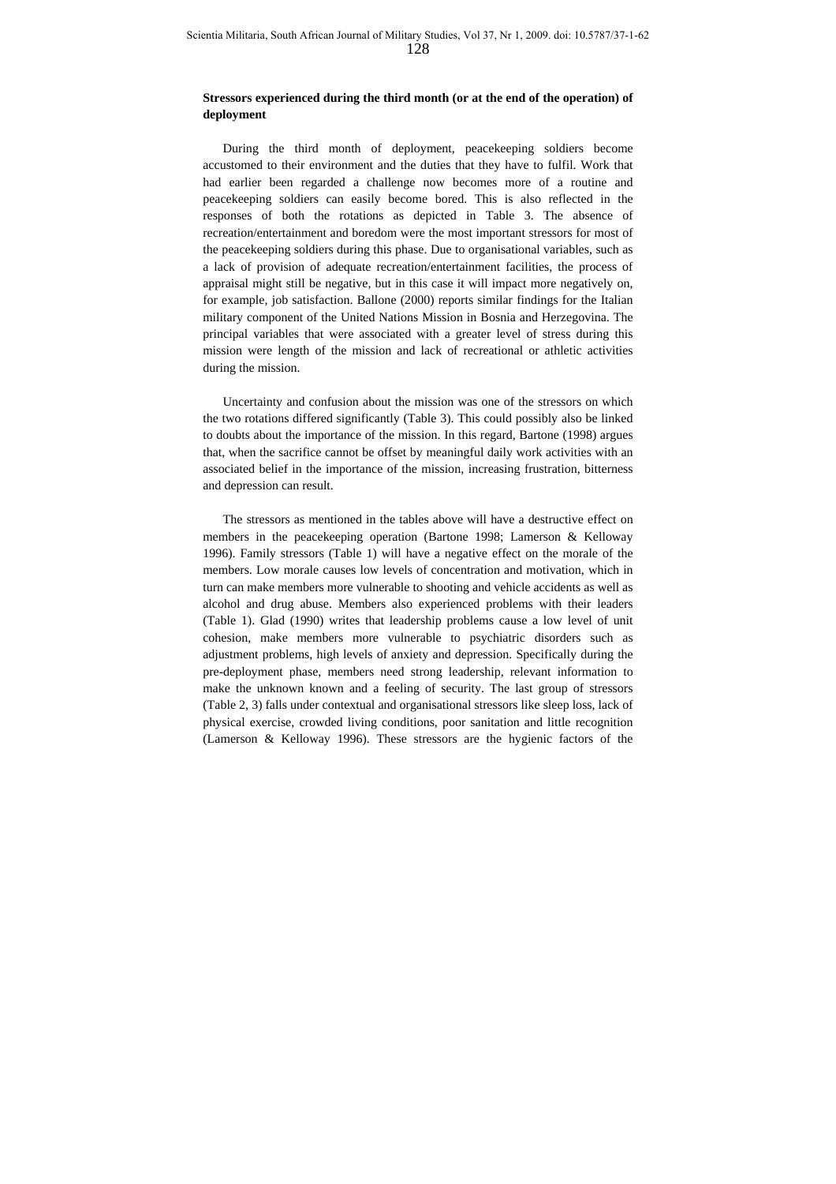**Stressors experienced during the third month (or at the end of the operation) of deployment**

During the third month of deployment, peacekeeping soldiers become accustomed to their environment and the duties that they have to fulfil. Work that had earlier been regarded a challenge now becomes more of a routine and peacekeeping soldiers can easily become bored. This is also reflected in the responses of both the rotations as depicted in Table 3. The absence of recreation/entertainment and boredom were the most important stressors for most of the peacekeeping soldiers during this phase. Due to organisational variables, such as a lack of provision of adequate recreation/entertainment facilities, the process of appraisal might still be negative, but in this case it will impact more negatively on, for example, job satisfaction. Ballone (2000) reports similar findings for the Italian military component of the United Nations Mission in Bosnia and Herzegovina. The principal variables that were associated with a greater level of stress during this mission were length of the mission and lack of recreational or athletic activities during the mission.

Uncertainty and confusion about the mission was one of the stressors on which the two rotations differed significantly (Table 3). This could possibly also be linked to doubts about the importance of the mission. In this regard, Bartone (1998) argues that, when the sacrifice cannot be offset by meaningful daily work activities with an associated belief in the importance of the mission, increasing frustration, bitterness and depression can result.

The stressors as mentioned in the tables above will have a destructive effect on members in the peacekeeping operation (Bartone 1998; Lamerson & Kelloway 1996). Family stressors (Table 1) will have a negative effect on the morale of the members. Low morale causes low levels of concentration and motivation, which in turn can make members more vulnerable to shooting and vehicle accidents as well as alcohol and drug abuse. Members also experienced problems with their leaders (Table 1). Glad (1990) writes that leadership problems cause a low level of unit cohesion, make members more vulnerable to psychiatric disorders such as adjustment problems, high levels of anxiety and depression. Specifically during the pre-deployment phase, members need strong leadership, relevant information to make the unknown known and a feeling of security. The last group of stressors (Table 2, 3) falls under contextual and organisational stressors like sleep loss, lack of physical exercise, crowded living conditions, poor sanitation and little recognition (Lamerson & Kelloway 1996). These stressors are the hygienic factors of the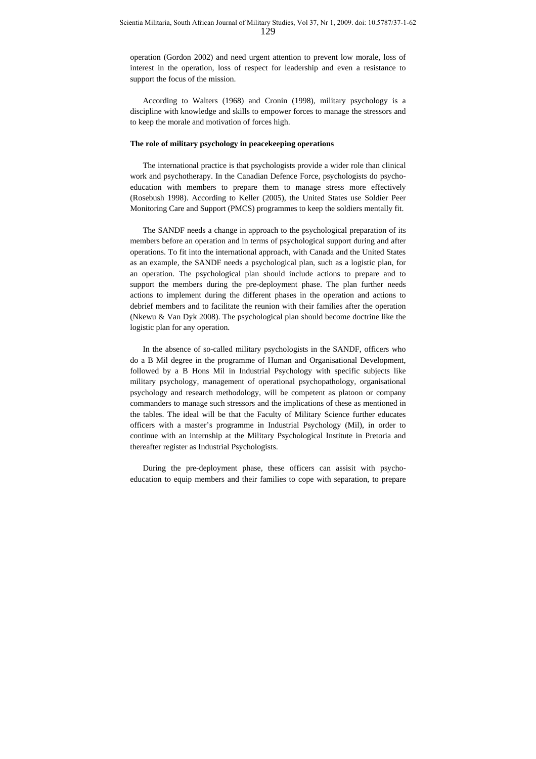operation (Gordon 2002) and need urgent attention to prevent low morale, loss of interest in the operation, loss of respect for leadership and even a resistance to support the focus of the mission.

According to Walters (1968) and Cronin (1998), military psychology is a discipline with knowledge and skills to empower forces to manage the stressors and to keep the morale and motivation of forces high.

**The role of military psychology in peacekeeping operations**

The international practice is that psychologists provide a wider role than clinical work and psychotherapy. In the Canadian Defence Force, psychologists do psycho-education with members to prepare them to manage stress more effectively (Rosebush 1998). According to Keller (2005), the United States use Soldier Peer Monitoring Care and Support (PMCS) programmes to keep the soldiers mentally fit.

The SANDF needs a change in approach to the psychological preparation of its members before an operation and in terms of psychological support during and after operations. To fit into the international approach, with Canada and the United States as an example, the SANDF needs a psychological plan, such as a logistic plan, for an operation. The psychological plan should include actions to prepare and to support the members during the pre-deployment phase. The plan further needs actions to implement during the different phases in the operation and actions to debrief members and to facilitate the reunion with their families after the operation (Nkewu & Van Dyk 2008). The psychological plan should become doctrine like the logistic plan for any operation.

In the absence of so-called military psychologists in the SANDF, officers who do a B Mil degree in the programme of Human and Organisational Development, followed by a B Hons Mil in Industrial Psychology with specific subjects like military psychology, management of operational psychopathology, organisational psychology and research methodology, will be competent as platoon or company commanders to manage such stressors and the implications of these as mentioned in the tables. The ideal will be that the Faculty of Military Science further educates officers with a master's programme in Industrial Psychology (Mil), in order to continue with an internship at the Military Psychological Institute in Pretoria and thereafter register as Industrial Psychologists.

During the pre-deployment phase, these officers can assisit with psycho-education to equip members and their families to cope with separation, to prepare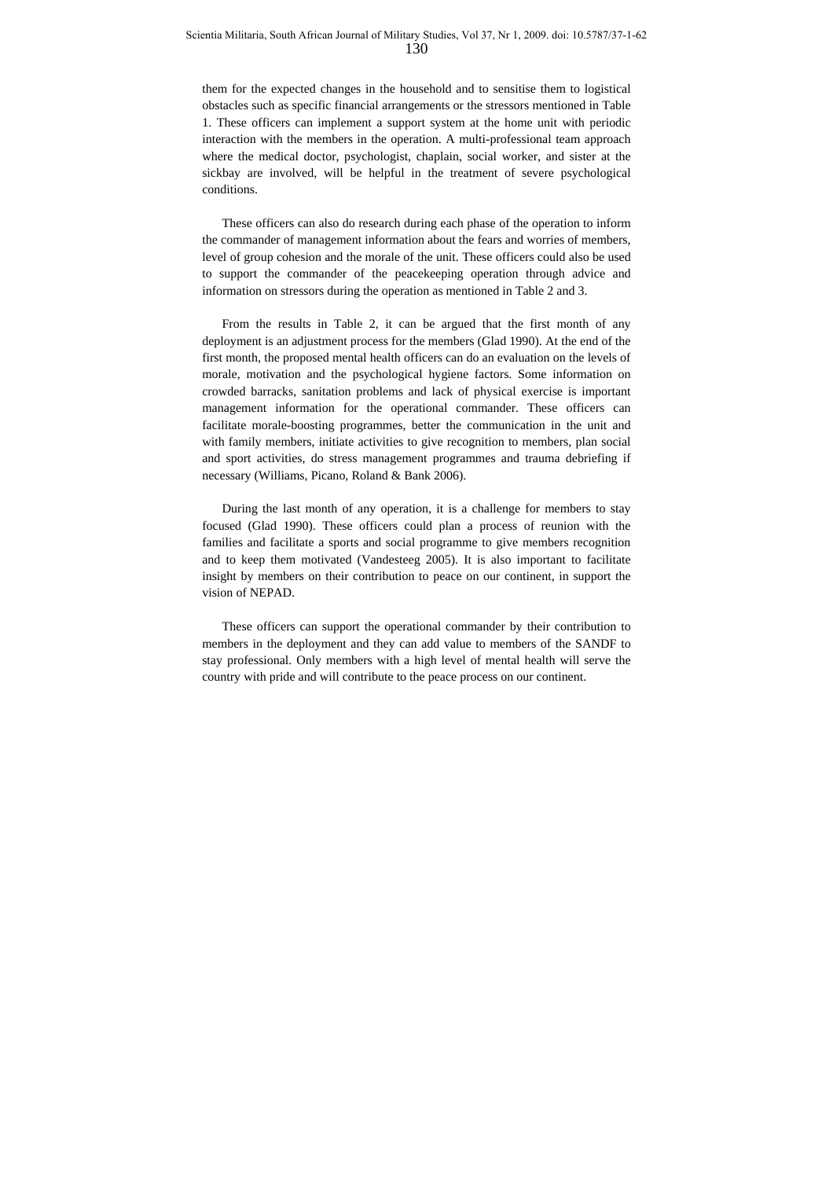them for the expected changes in the household and to sensitise them to logistical obstacles such as specific financial arrangements or the stressors mentioned in Table 1. These officers can implement a support system at the home unit with periodic interaction with the members in the operation. A multi-professional team approach where the medical doctor, psychologist, chaplain, social worker, and sister at the sickbay are involved, will be helpful in the treatment of severe psychological conditions.

These officers can also do research during each phase of the operation to inform the commander of management information about the fears and worries of members, level of group cohesion and the morale of the unit. These officers could also be used to support the commander of the peacekeeping operation through advice and information on stressors during the operation as mentioned in Table 2 and 3.

From the results in Table 2, it can be argued that the first month of any deployment is an adjustment process for the members (Glad 1990). At the end of the first month, the proposed mental health officers can do an evaluation on the levels of morale, motivation and the psychological hygiene factors. Some information on crowded barracks, sanitation problems and lack of physical exercise is important management information for the operational commander. These officers can facilitate morale-boosting programmes, better the communication in the unit and with family members, initiate activities to give recognition to members, plan social and sport activities, do stress management programmes and trauma debriefing if necessary (Williams, Picano, Roland & Bank 2006).

During the last month of any operation, it is a challenge for members to stay focused (Glad 1990). These officers could plan a process of reunion with the families and facilitate a sports and social programme to give members recognition and to keep them motivated (Vandesteeg 2005). It is also important to facilitate insight by members on their contribution to peace on our continent, in support the vision of NEPAD.

These officers can support the operational commander by their contribution to members in the deployment and they can add value to members of the SANDF to stay professional. Only members with a high level of mental health will serve the country with pride and will contribute to the peace process on our continent.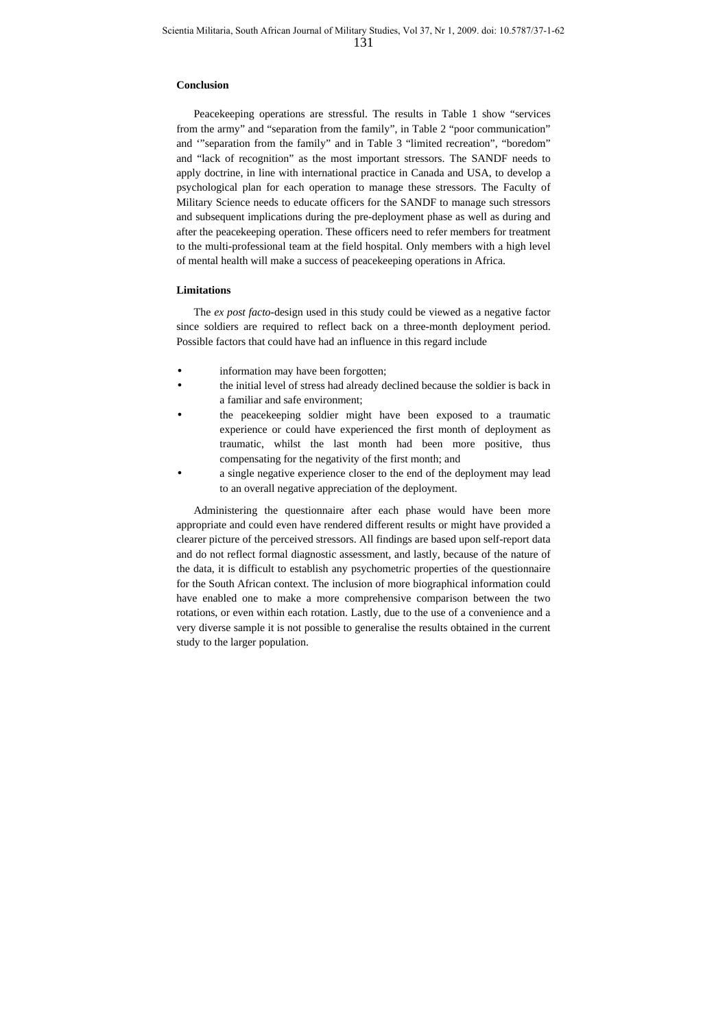## Conclusion

Peacekeeping operations are stressful. The results in Table 1 show "services from the army" and "separation from the family", in Table 2 "poor communication" and '"separation from the family" and in Table 3 "limited recreation", "boredom" and "lack of recognition" as the most important stressors. The SANDF needs to apply doctrine, in line with international practice in Canada and USA, to develop a psychological plan for each operation to manage these stressors. The Faculty of Military Science needs to educate officers for the SANDF to manage such stressors and subsequent implications during the pre-deployment phase as well as during and after the peacekeeping operation. These officers need to refer members for treatment to the multi-professional team at the field hospital. Only members with a high level of mental health will make a success of peacekeeping operations in Africa.

## Limitations

The *ex post facto*-design used in this study could be viewed as a negative factor since soldiers are required to reflect back on a three-month deployment period. Possible factors that could have had an influence in this regard include

- information may have been forgotten;
- the initial level of stress had already declined because the soldier is back in a familiar and safe environment;
- the peacekeeping soldier might have been exposed to a traumatic experience or could have experienced the first month of deployment as traumatic, whilst the last month had been more positive, thus compensating for the negativity of the first month; and
- a single negative experience closer to the end of the deployment may lead to an overall negative appreciation of the deployment.

Administering the questionnaire after each phase would have been more appropriate and could even have rendered different results or might have provided a clearer picture of the perceived stressors. All findings are based upon self-report data and do not reflect formal diagnostic assessment, and lastly, because of the nature of the data, it is difficult to establish any psychometric properties of the questionnaire for the South African context. The inclusion of more biographical information could have enabled one to make a more comprehensive comparison between the two rotations, or even within each rotation. Lastly, due to the use of a convenience and a very diverse sample it is not possible to generalise the results obtained in the current study to the larger population.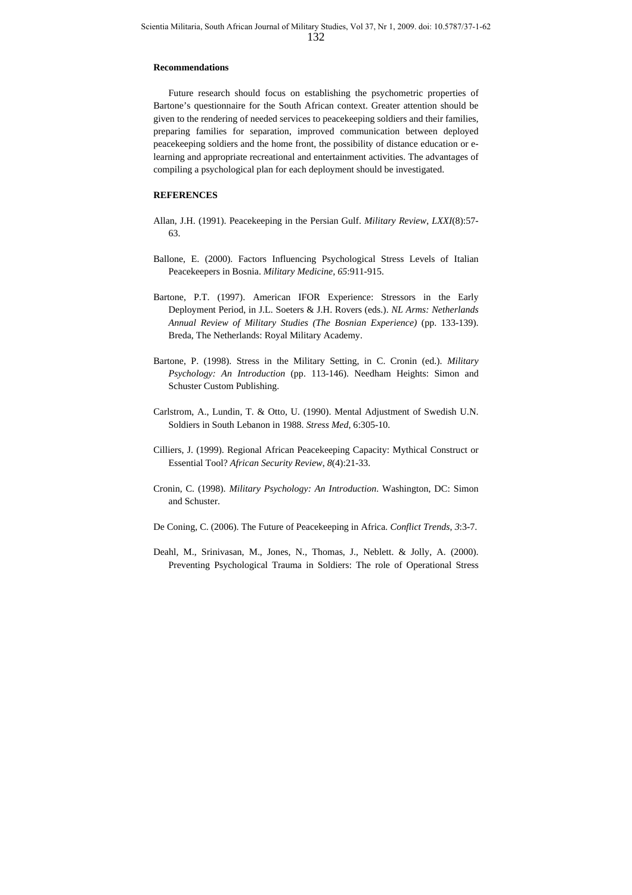**Recommendations**

Future research should focus on establishing the psychometric properties of Bartone's questionnaire for the South African context. Greater attention should be given to the rendering of needed services to peacekeeping soldiers and their families, preparing families for separation, improved communication between deployed peacekeeping soldiers and the home front, the possibility of distance education or e-learning and appropriate recreational and entertainment activities. The advantages of compiling a psychological plan for each deployment should be investigated.

**REFERENCES**

Allan, J.H. (1991). Peacekeeping in the Persian Gulf. *Military Review*, *LXXI*(8):57-63.

Ballone, E. (2000). Factors Influencing Psychological Stress Levels of Italian Peacekeepers in Bosnia. *Military Medicine*, *65*:911-915.

Bartone, P.T. (1997). American IFOR Experience: Stressors in the Early Deployment Period, in J.L. Soeters & J.H. Rovers (eds.). *NL Arms: Netherlands Annual Review of Military Studies (The Bosnian Experience)* (pp. 133-139). Breda, The Netherlands: Royal Military Academy.

Bartone, P. (1998). Stress in the Military Setting, in C. Cronin (ed.). *Military Psychology: An Introduction* (pp. 113-146). Needham Heights: Simon and Schuster Custom Publishing.

Carlstrom, A., Lundin, T. & Otto, U. (1990). Mental Adjustment of Swedish U.N. Soldiers in South Lebanon in 1988. *Stress Med*, 6:305-10.

Cilliers, J. (1999). Regional African Peacekeeping Capacity: Mythical Construct or Essential Tool? *African Security Review*, *8*(4):21-33.

Cronin, C. (1998). *Military Psychology: An Introduction*. Washington, DC: Simon and Schuster.

De Coning, C. (2006). The Future of Peacekeeping in Africa. *Conflict Trends*, *3*:3-7.

Deahl, M., Srinivasan, M., Jones, N., Thomas, J., Neblett. & Jolly, A. (2000). Preventing Psychological Trauma in Soldiers: The role of Operational Stress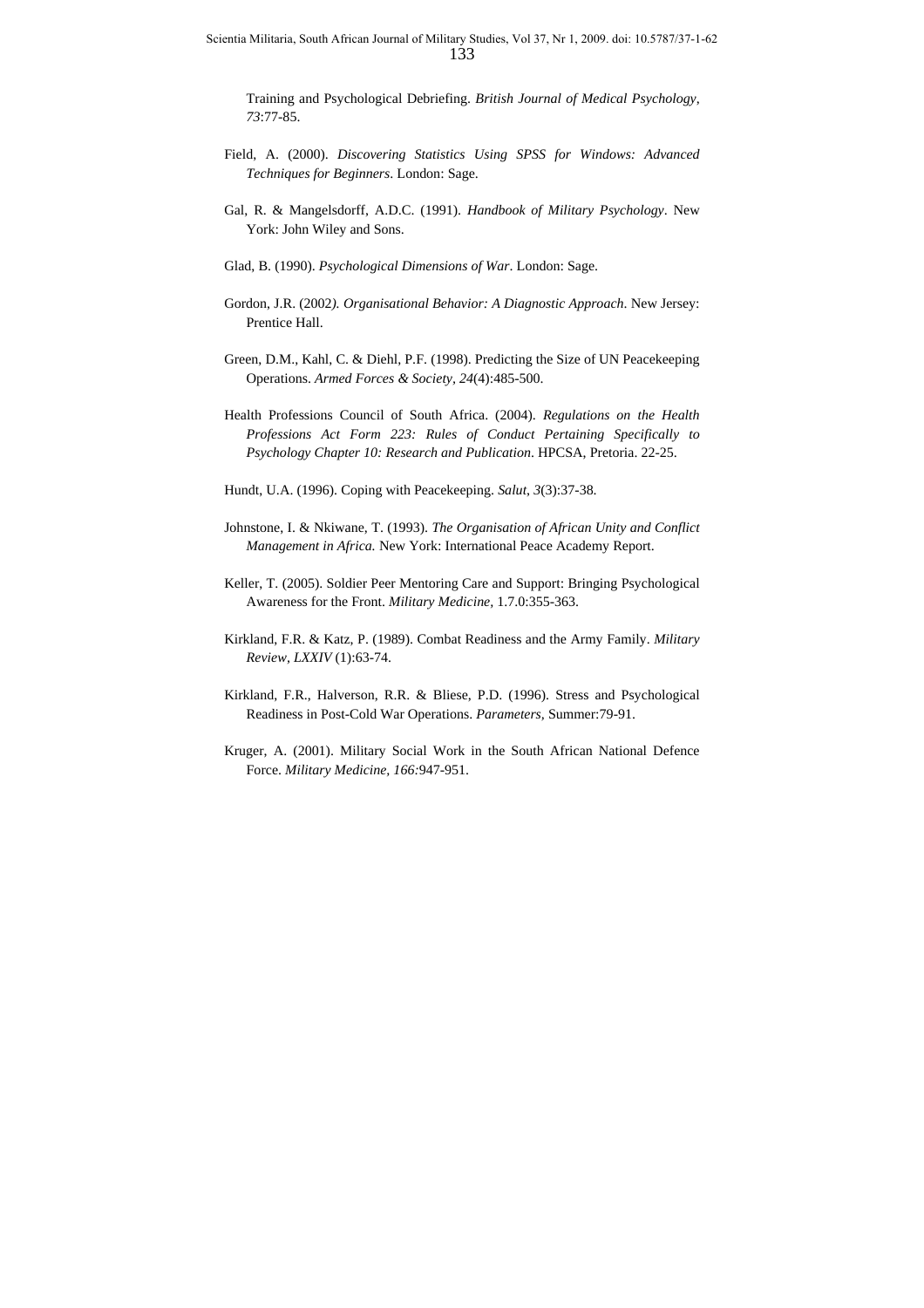Training and Psychological Debriefing. *British Journal of Medical Psychology, 73*:77-85.

Field, A. (2000). *Discovering Statistics Using SPSS for Windows: Advanced Techniques for Beginners*. London: Sage.

Gal, R. & Mangelsdorff, A.D.C. (1991). *Handbook of Military Psychology*. New York: John Wiley and Sons.

Glad, B. (1990). *Psychological Dimensions of War*. London: Sage.

Gordon, J.R. (2002*). Organisational Behavior: A Diagnostic Approach*. New Jersey: Prentice Hall.

Green, D.M., Kahl, C. & Diehl, P.F. (1998). Predicting the Size of UN Peacekeeping Operations. *Armed Forces & Society, 24*(4):485-500.

Health Professions Council of South Africa. (2004). *Regulations on the Health Professions Act Form 223: Rules of Conduct Pertaining Specifically to Psychology Chapter 10: Research and Publication*. HPCSA, Pretoria. 22-25.

Hundt, U.A. (1996). Coping with Peacekeeping. *Salut, 3*(3):37-38.

Johnstone, I. & Nkiwane, T. (1993). *The Organisation of African Unity and Conflict Management in Africa.* New York: International Peace Academy Report.

Keller, T. (2005). Soldier Peer Mentoring Care and Support: Bringing Psychological Awareness for the Front. *Military Medicine*, 1.7.0:355-363.

Kirkland, F.R. & Katz, P. (1989). Combat Readiness and the Army Family. *Military Review, LXXIV* (1):63-74.

Kirkland, F.R., Halverson, R.R. & Bliese, P.D. (1996). Stress and Psychological Readiness in Post-Cold War Operations. *Parameters*, Summer:79-91.

Kruger, A. (2001). Military Social Work in the South African National Defence Force. *Military Medicine, 166:*947-951.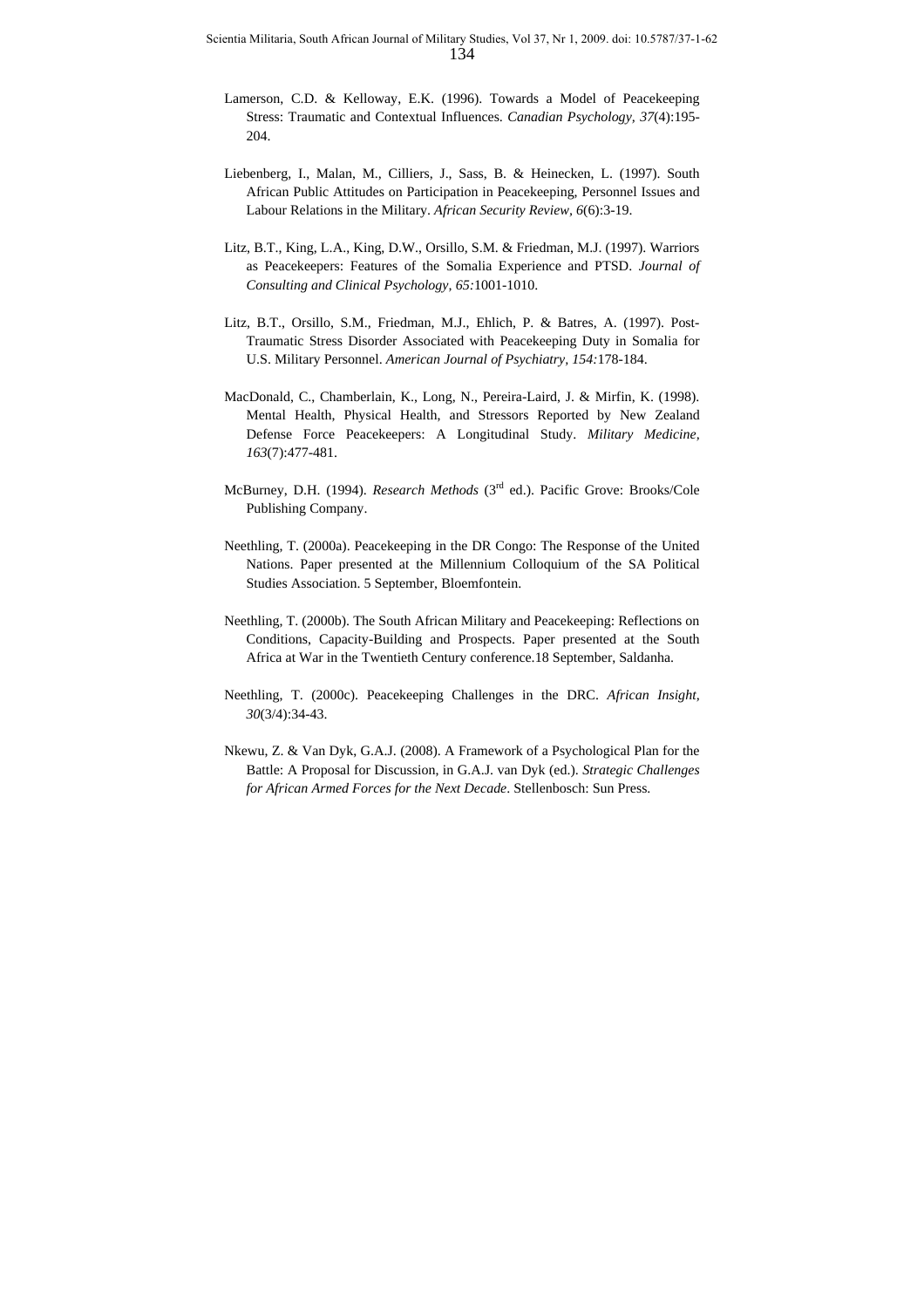Lamerson, C.D. & Kelloway, E.K. (1996). Towards a Model of Peacekeeping Stress: Traumatic and Contextual Influences. *Canadian Psychology, 37*(4):195-204.

Liebenberg, I., Malan, M., Cilliers, J., Sass, B. & Heinecken, L. (1997). South African Public Attitudes on Participation in Peacekeeping, Personnel Issues and Labour Relations in the Military. *African Security Review*, *6*(6):3-19.

Litz, B.T., King, L.A., King, D.W., Orsillo, S.M. & Friedman, M.J. (1997). Warriors as Peacekeepers: Features of the Somalia Experience and PTSD. *Journal of Consulting and Clinical Psychology, 65:*1001-1010.

Litz, B.T., Orsillo, S.M., Friedman, M.J., Ehlich, P. & Batres, A. (1997). Post-Traumatic Stress Disorder Associated with Peacekeeping Duty in Somalia for U.S. Military Personnel. *American Journal of Psychiatry, 154:*178-184.

MacDonald, C., Chamberlain, K., Long, N., Pereira-Laird, J. & Mirfin, K. (1998). Mental Health, Physical Health, and Stressors Reported by New Zealand Defense Force Peacekeepers: A Longitudinal Study. *Military Medicine, 163*(7):477-481.

McBurney, D.H. (1994). *Research Methods* (3rd ed.). Pacific Grove: Brooks/Cole Publishing Company.

Neethling, T. (2000a). Peacekeeping in the DR Congo: The Response of the United Nations. Paper presented at the Millennium Colloquium of the SA Political Studies Association. 5 September, Bloemfontein.

Neethling, T. (2000b). The South African Military and Peacekeeping: Reflections on Conditions, Capacity-Building and Prospects. Paper presented at the South Africa at War in the Twentieth Century conference.18 September, Saldanha.

Neethling, T. (2000c). Peacekeeping Challenges in the DRC. *African Insight, 30*(3/4):34-43.

Nkewu, Z. & Van Dyk, G.A.J. (2008). A Framework of a Psychological Plan for the Battle: A Proposal for Discussion, in G.A.J. van Dyk (ed.). *Strategic Challenges for African Armed Forces for the Next Decade*. Stellenbosch: Sun Press.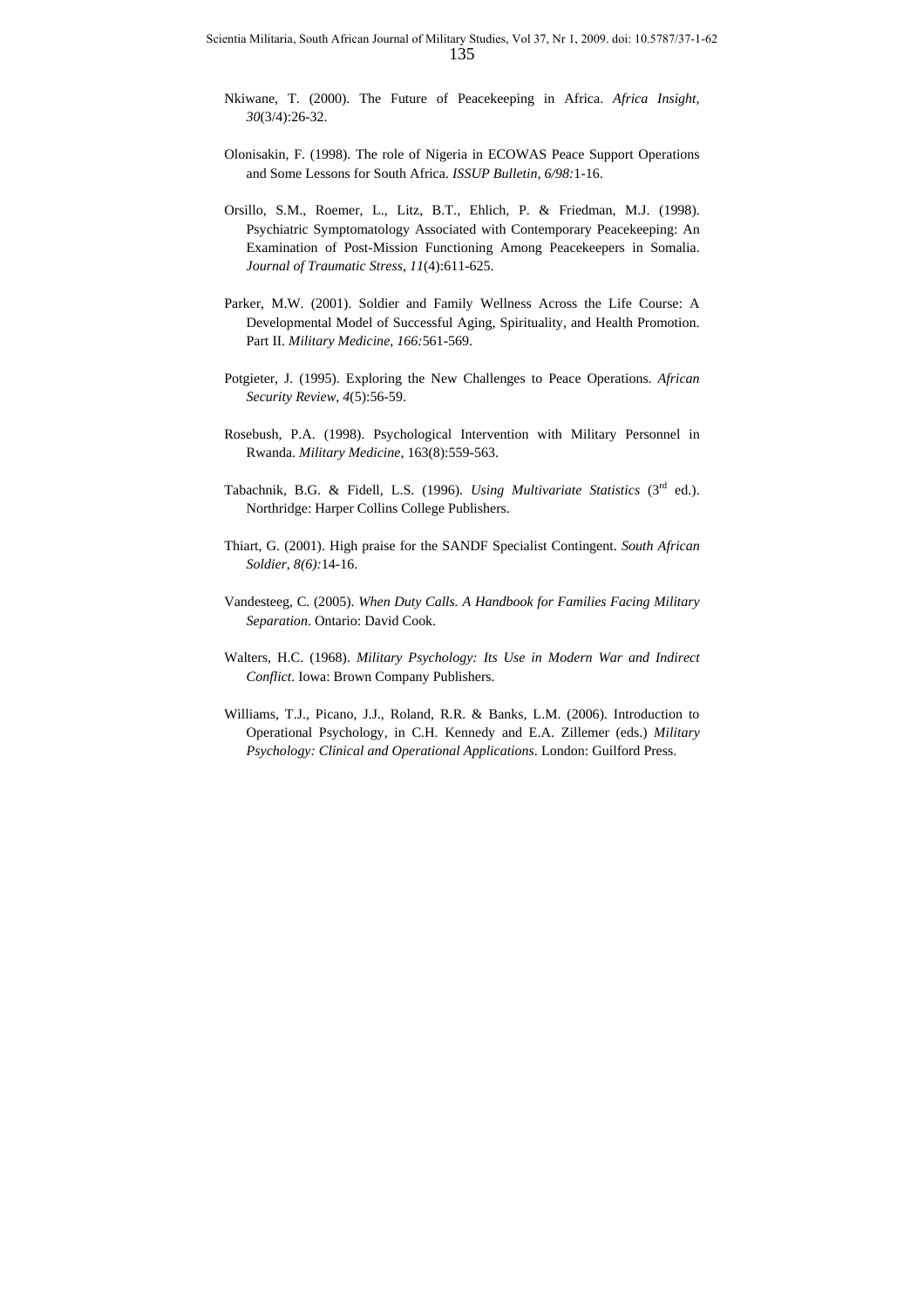Nkiwane, T. (2000). The Future of Peacekeeping in Africa. *Africa Insight, 30*(3/4):26-32.

Olonisakin, F. (1998). The role of Nigeria in ECOWAS Peace Support Operations and Some Lessons for South Africa. *ISSUP Bulletin, 6/98:*1-16.

Orsillo, S.M., Roemer, L., Litz, B.T., Ehlich, P. & Friedman, M.J. (1998). Psychiatric Symptomatology Associated with Contemporary Peacekeeping: An Examination of Post-Mission Functioning Among Peacekeepers in Somalia. *Journal of Traumatic Stress, 11*(4):611-625.

Parker, M.W. (2001). Soldier and Family Wellness Across the Life Course: A Developmental Model of Successful Aging, Spirituality, and Health Promotion. Part II. *Military Medicine, 166:*561-569.

Potgieter, J. (1995). Exploring the New Challenges to Peace Operations. *African Security Review, 4*(5):56-59.

Rosebush, P.A. (1998). Psychological Intervention with Military Personnel in Rwanda. *Military Medicine,* 163(8):559-563.

Tabachnik, B.G. & Fidell, L.S. (1996). *Using Multivariate Statistics* (3rd ed.). Northridge: Harper Collins College Publishers.

Thiart, G. (2001). High praise for the SANDF Specialist Contingent. *South African Soldier, 8(6):*14-16.

Vandesteeg, C. (2005). *When Duty Calls. A Handbook for Families Facing Military Separation*. Ontario: David Cook.

Walters, H.C. (1968). *Military Psychology: Its Use in Modern War and Indirect Conflict*. Iowa: Brown Company Publishers.

Williams, T.J., Picano, J.J., Roland, R.R. & Banks, L.M. (2006). Introduction to Operational Psychology, in C.H. Kennedy and E.A. Zillemer (eds.) *Military Psychology: Clinical and Operational Applications*. London: Guilford Press.